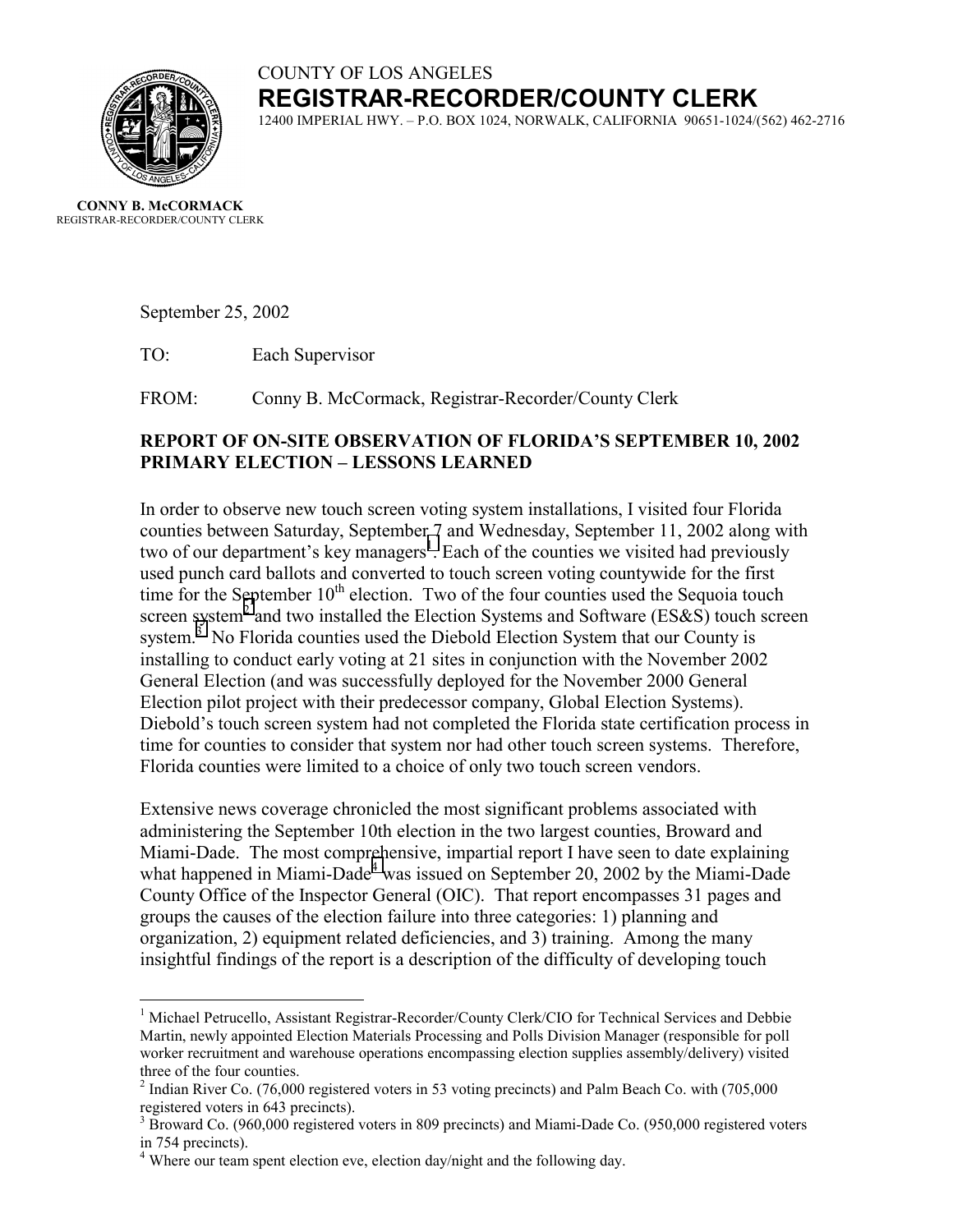COUNTY OF LOS ANGELES

**REGISTRAR-RECORDER/COUNTY CLERK**

12400 IMPERIAL HWY. – P.O. BOX 1024, NORWALK, CALIFORNIA 90651-1024/(562) 462-2716

**CONNY B. McCORMACK**
REGISTRAR-RECORDER/COUNTY CLERK

September 25, 2002

TO: Each Supervisor

FROM: Conny B. McCormack, Registrar-Recorder/County Clerk

**REPORT OF ON-SITE OBSERVATION OF FLORIDA'S SEPTEMBER 10, 2002 PRIMARY ELECTION – LESSONS LEARNED**

In order to observe new touch screen voting system installations, I visited four Florida counties between Saturday, September 7 and Wednesday, September 11, 2002 along with two of our department's key managers[1]. Each of the counties we visited had previously used punch card ballots and converted to touch screen voting countywide for the first time for the September 10th election. Two of the four counties used the Sequoia touch screen system[2] and two installed the Election Systems and Software (ES&S) touch screen system.[3] No Florida counties used the Diebold Election System that our County is installing to conduct early voting at 21 sites in conjunction with the November 2002 General Election (and was successfully deployed for the November 2000 General Election pilot project with their predecessor company, Global Election Systems). Diebold's touch screen system had not completed the Florida state certification process in time for counties to consider that system nor had other touch screen systems. Therefore, Florida counties were limited to a choice of only two touch screen vendors.

Extensive news coverage chronicled the most significant problems associated with administering the September 10th election in the two largest counties, Broward and Miami-Dade. The most comprehensive, impartial report I have seen to date explaining what happened in Miami-Dade[4] was issued on September 20, 2002 by the Miami-Dade County Office of the Inspector General (OIC). That report encompasses 31 pages and groups the causes of the election failure into three categories: 1) planning and organization, 2) equipment related deficiencies, and 3) training. Among the many insightful findings of the report is a description of the difficulty of developing touch

---

[1] Michael Petrucello, Assistant Registrar-Recorder/County Clerk/CIO for Technical Services and Debbie Martin, newly appointed Election Materials Processing and Polls Division Manager (responsible for poll worker recruitment and warehouse operations encompassing election supplies assembly/delivery) visited three of the four counties.

[2] Indian River Co. (76,000 registered voters in 53 voting precincts) and Palm Beach Co. with (705,000 registered voters in 643 precincts).

[3] Broward Co. (960,000 registered voters in 809 precincts) and Miami-Dade Co. (950,000 registered voters in 754 precincts).

[4] Where our team spent election eve, election day/night and the following day.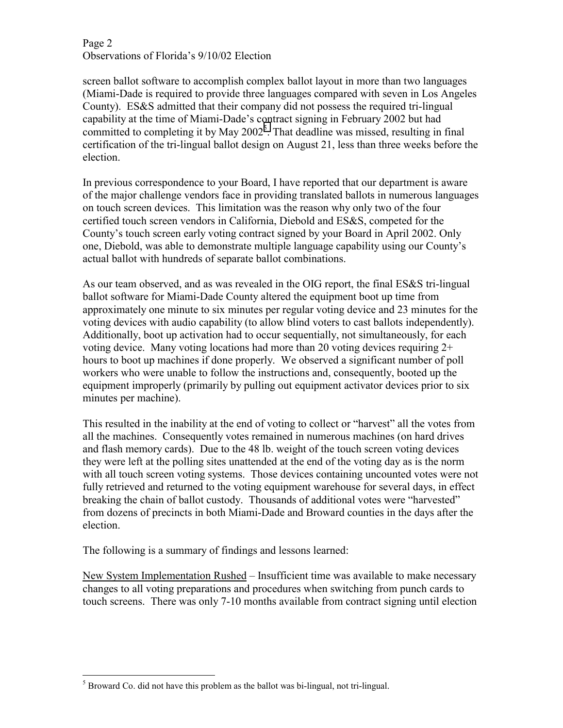screen ballot software to accomplish complex ballot layout in more than two languages (Miami-Dade is required to provide three languages compared with seven in Los Angeles County). ES&S admitted that their company did not possess the required tri-lingual capability at the time of Miami-Dade's contract signing in February 2002 but had committed to completing it by May 2002[5]. That deadline was missed, resulting in final certification of the tri-lingual ballot design on August 21, less than three weeks before the election.

In previous correspondence to your Board, I have reported that our department is aware of the major challenge vendors face in providing translated ballots in numerous languages on touch screen devices. This limitation was the reason why only two of the four certified touch screen vendors in California, Diebold and ES&S, competed for the County's touch screen early voting contract signed by your Board in April 2002. Only one, Diebold, was able to demonstrate multiple language capability using our County's actual ballot with hundreds of separate ballot combinations.

As our team observed, and as was revealed in the OIG report, the final ES&S tri-lingual ballot software for Miami-Dade County altered the equipment boot up time from approximately one minute to six minutes per regular voting device and 23 minutes for the voting devices with audio capability (to allow blind voters to cast ballots independently). Additionally, boot up activation had to occur sequentially, not simultaneously, for each voting device. Many voting locations had more than 20 voting devices requiring 2+ hours to boot up machines if done properly. We observed a significant number of poll workers who were unable to follow the instructions and, consequently, booted up the equipment improperly (primarily by pulling out equipment activator devices prior to six minutes per machine).

This resulted in the inability at the end of voting to collect or "harvest" all the votes from all the machines. Consequently votes remained in numerous machines (on hard drives and flash memory cards). Due to the 48 lb. weight of the touch screen voting devices they were left at the polling sites unattended at the end of the voting day as is the norm with all touch screen voting systems. Those devices containing uncounted votes were not fully retrieved and returned to the voting equipment warehouse for several days, in effect breaking the chain of ballot custody. Thousands of additional votes were "harvested" from dozens of precincts in both Miami-Dade and Broward counties in the days after the election.

The following is a summary of findings and lessons learned:

<u>New System Implementation Rushed</u> – Insufficient time was available to make necessary changes to all voting preparations and procedures when switching from punch cards to touch screens. There was only 7-10 months available from contract signing until election

---

[5] Broward Co. did not have this problem as the ballot was bi-lingual, not tri-lingual.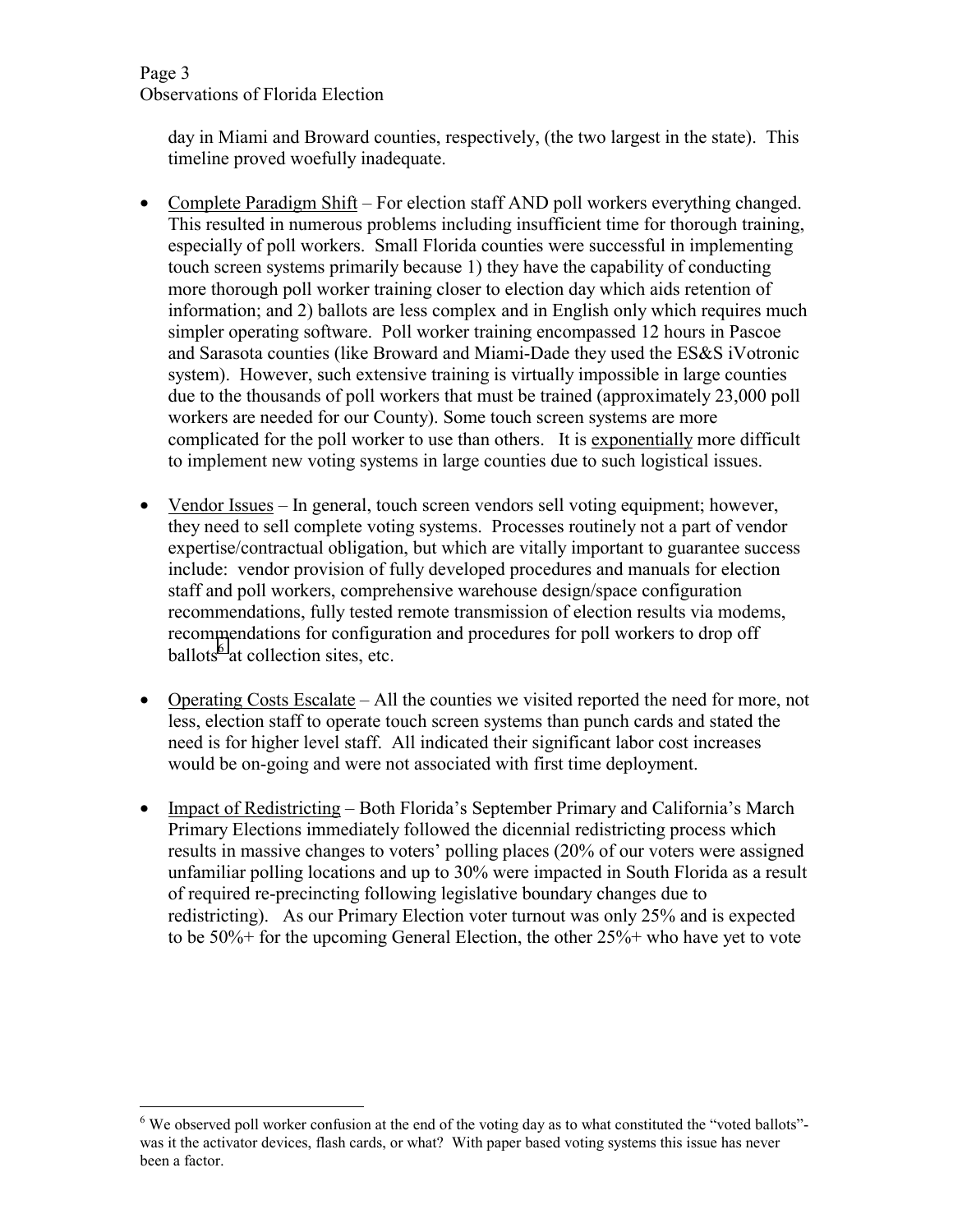day in Miami and Broward counties, respectively, (the two largest in the state). This timeline proved woefully inadequate.

- Complete Paradigm Shift – For election staff AND poll workers everything changed. This resulted in numerous problems including insufficient time for thorough training, especially of poll workers. Small Florida counties were successful in implementing touch screen systems primarily because 1) they have the capability of conducting more thorough poll worker training closer to election day which aids retention of information; and 2) ballots are less complex and in English only which requires much simpler operating software. Poll worker training encompassed 12 hours in Pascoe and Sarasota counties (like Broward and Miami-Dade they used the ES&S iVotronic system). However, such extensive training is virtually impossible in large counties due to the thousands of poll workers that must be trained (approximately 23,000 poll workers are needed for our County). Some touch screen systems are more complicated for the poll worker to use than others. It is exponentially more difficult to implement new voting systems in large counties due to such logistical issues.

- Vendor Issues – In general, touch screen vendors sell voting equipment; however, they need to sell complete voting systems. Processes routinely not a part of vendor expertise/contractual obligation, but which are vitally important to guarantee success include: vendor provision of fully developed procedures and manuals for election staff and poll workers, comprehensive warehouse design/space configuration recommendations, fully tested remote transmission of election results via modems, recommendations for configuration and procedures for poll workers to drop off ballots[6] at collection sites, etc.

- Operating Costs Escalate – All the counties we visited reported the need for more, not less, election staff to operate touch screen systems than punch cards and stated the need is for higher level staff. All indicated their significant labor cost increases would be on-going and were not associated with first time deployment.

- Impact of Redistricting – Both Florida's September Primary and California's March Primary Elections immediately followed the dicennial redistricting process which results in massive changes to voters' polling places (20% of our voters were assigned unfamiliar polling locations and up to 30% were impacted in South Florida as a result of required re-precincting following legislative boundary changes due to redistricting). As our Primary Election voter turnout was only 25% and is expected to be 50%+ for the upcoming General Election, the other 25%+ who have yet to vote

[6] We observed poll worker confusion at the end of the voting day as to what constituted the "voted ballots"- was it the activator devices, flash cards, or what? With paper based voting systems this issue has never been a factor.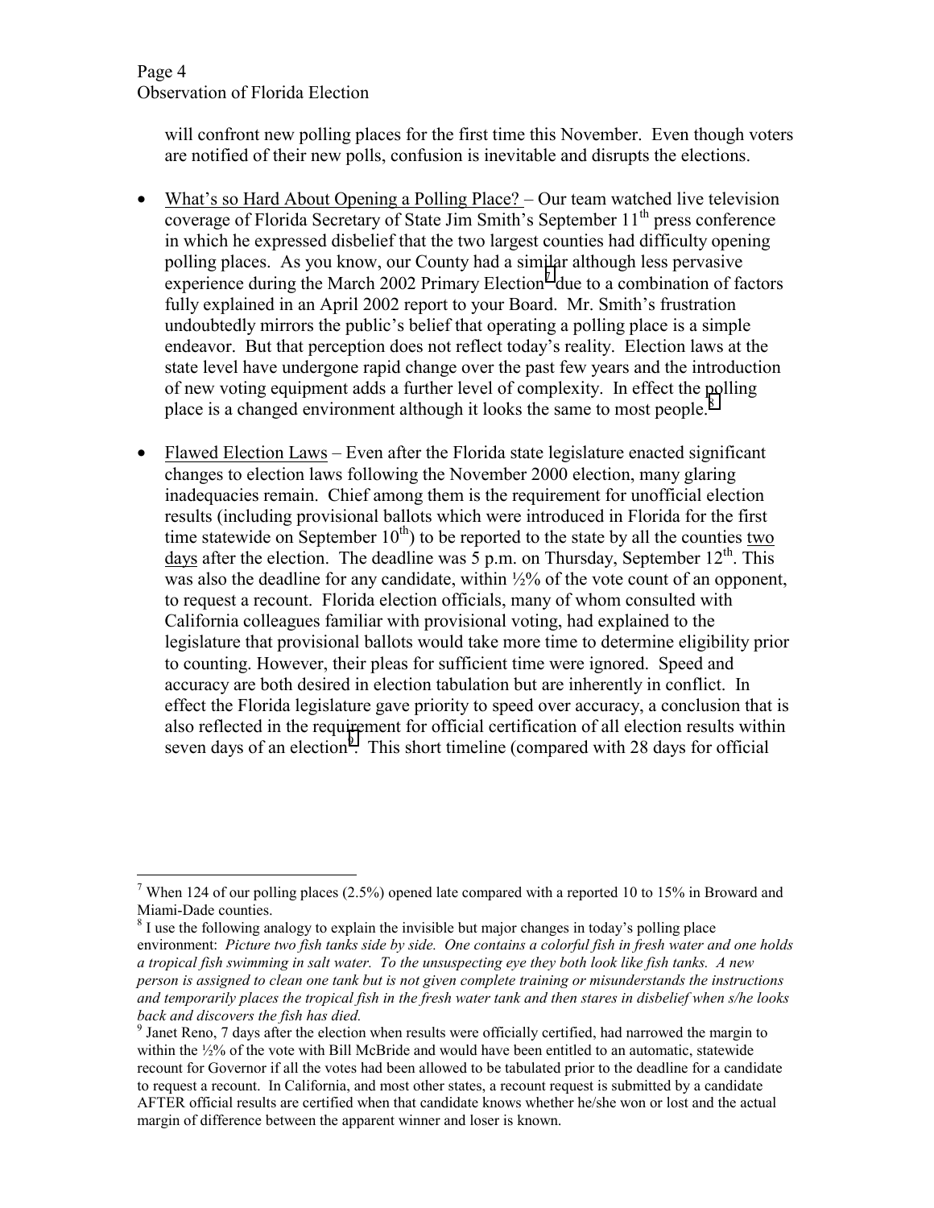will confront new polling places for the first time this November. Even though voters are notified of their new polls, confusion is inevitable and disrupts the elections.

- What's so Hard About Opening a Polling Place? – Our team watched live television coverage of Florida Secretary of State Jim Smith's September 11th press conference in which he expressed disbelief that the two largest counties had difficulty opening polling places. As you know, our County had a similar although less pervasive experience during the March 2002 Primary Election[7] due to a combination of factors fully explained in an April 2002 report to your Board. Mr. Smith's frustration undoubtedly mirrors the public's belief that operating a polling place is a simple endeavor. But that perception does not reflect today's reality. Election laws at the state level have undergone rapid change over the past few years and the introduction of new voting equipment adds a further level of complexity. In effect the polling place is a changed environment although it looks the same to most people.[8]

- Flawed Election Laws – Even after the Florida state legislature enacted significant changes to election laws following the November 2000 election, many glaring inadequacies remain. Chief among them is the requirement for unofficial election results (including provisional ballots which were introduced in Florida for the first time statewide on September 10th) to be reported to the state by all the counties two days after the election. The deadline was 5 p.m. on Thursday, September 12th. This was also the deadline for any candidate, within ½% of the vote count of an opponent, to request a recount. Florida election officials, many of whom consulted with California colleagues familiar with provisional voting, had explained to the legislature that provisional ballots would take more time to determine eligibility prior to counting. However, their pleas for sufficient time were ignored. Speed and accuracy are both desired in election tabulation but are inherently in conflict. In effect the Florida legislature gave priority to speed over accuracy, a conclusion that is also reflected in the requirement for official certification of all election results within seven days of an election[9]. This short timeline (compared with 28 days for official

---

[7] When 124 of our polling places (2.5%) opened late compared with a reported 10 to 15% in Broward and Miami-Dade counties.

[8] I use the following analogy to explain the invisible but major changes in today's polling place environment: *Picture two fish tanks side by side. One contains a colorful fish in fresh water and one holds a tropical fish swimming in salt water. To the unsuspecting eye they both look like fish tanks. A new person is assigned to clean one tank but is not given complete training or misunderstands the instructions and temporarily places the tropical fish in the fresh water tank and then stares in disbelief when s/he looks back and discovers the fish has died.*

[9] Janet Reno, 7 days after the election when results were officially certified, had narrowed the margin to within the ½% of the vote with Bill McBride and would have been entitled to an automatic, statewide recount for Governor if all the votes had been allowed to be tabulated prior to the deadline for a candidate to request a recount. In California, and most other states, a recount request is submitted by a candidate AFTER official results are certified when that candidate knows whether he/she won or lost and the actual margin of difference between the apparent winner and loser is known.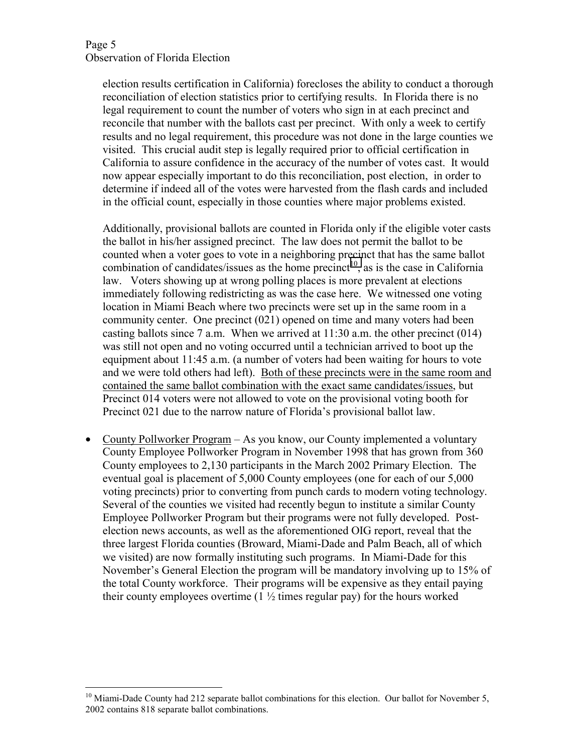election results certification in California) forecloses the ability to conduct a thorough reconciliation of election statistics prior to certifying results. In Florida there is no legal requirement to count the number of voters who sign in at each precinct and reconcile that number with the ballots cast per precinct. With only a week to certify results and no legal requirement, this procedure was not done in the large counties we visited. This crucial audit step is legally required prior to official certification in California to assure confidence in the accuracy of the number of votes cast. It would now appear especially important to do this reconciliation, post election, in order to determine if indeed all of the votes were harvested from the flash cards and included in the official count, especially in those counties where major problems existed.

Additionally, provisional ballots are counted in Florida only if the eligible voter casts the ballot in his/her assigned precinct. The law does not permit the ballot to be counted when a voter goes to vote in a neighboring precinct that has the same ballot combination of candidates/issues as the home precinct[10], as is the case in California law. Voters showing up at wrong polling places is more prevalent at elections immediately following redistricting as was the case here. We witnessed one voting location in Miami Beach where two precincts were set up in the same room in a community center. One precinct (021) opened on time and many voters had been casting ballots since 7 a.m. When we arrived at 11:30 a.m. the other precinct (014) was still not open and no voting occurred until a technician arrived to boot up the equipment about 11:45 a.m. (a number of voters had been waiting for hours to vote and we were told others had left). Both of these precincts were in the same room and contained the same ballot combination with the exact same candidates/issues, but Precinct 014 voters were not allowed to vote on the provisional voting booth for Precinct 021 due to the narrow nature of Florida's provisional ballot law.

- County Pollworker Program – As you know, our County implemented a voluntary County Employee Pollworker Program in November 1998 that has grown from 360 County employees to 2,130 participants in the March 2002 Primary Election. The eventual goal is placement of 5,000 County employees (one for each of our 5,000 voting precincts) prior to converting from punch cards to modern voting technology. Several of the counties we visited had recently begun to institute a similar County Employee Pollworker Program but their programs were not fully developed. Post-election news accounts, as well as the aforementioned OIG report, reveal that the three largest Florida counties (Broward, Miami-Dade and Palm Beach, all of which we visited) are now formally instituting such programs. In Miami-Dade for this November's General Election the program will be mandatory involving up to 15% of the total County workforce. Their programs will be expensive as they entail paying their county employees overtime (1 ½ times regular pay) for the hours worked

---

[10] Miami-Dade County had 212 separate ballot combinations for this election. Our ballot for November 5, 2002 contains 818 separate ballot combinations.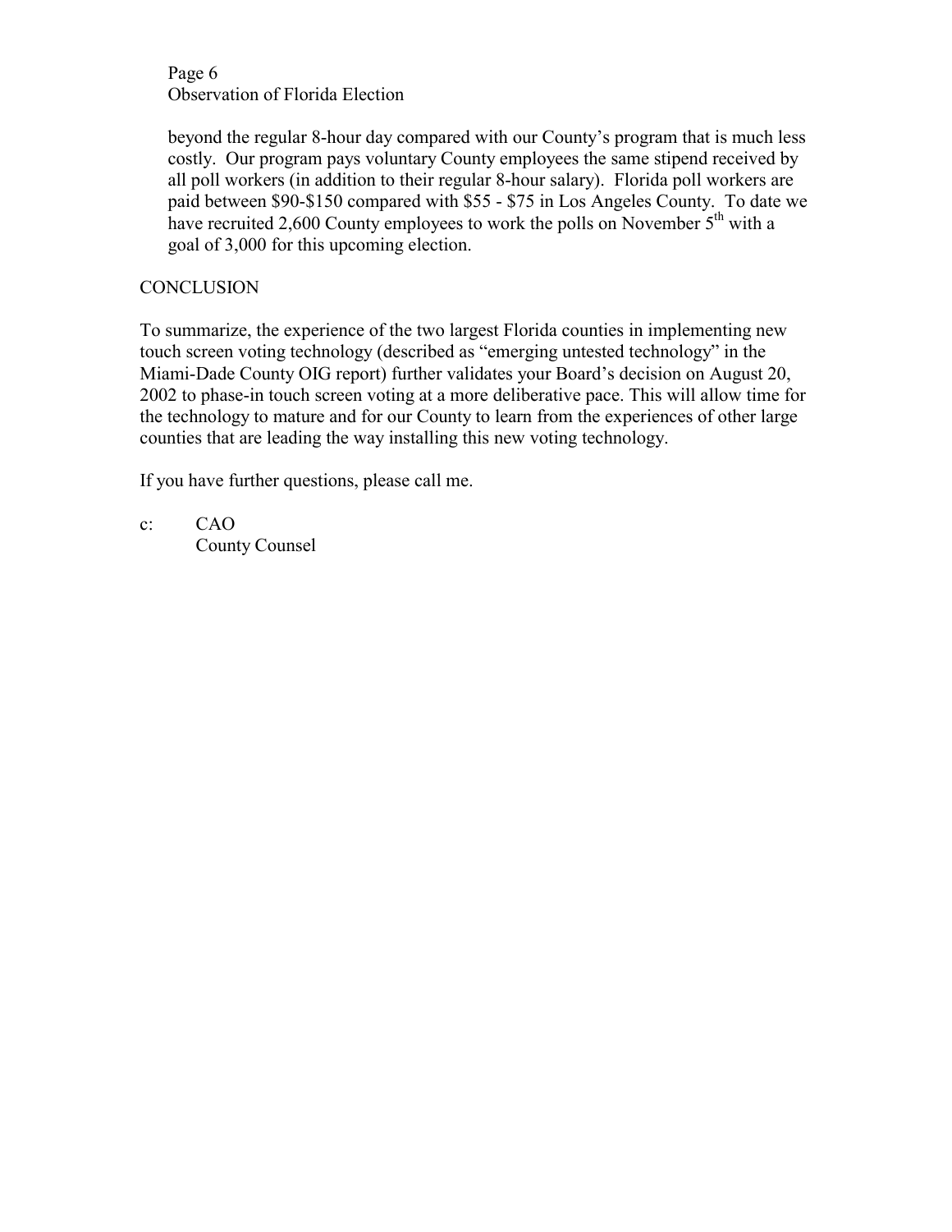beyond the regular 8-hour day compared with our County's program that is much less costly. Our program pays voluntary County employees the same stipend received by all poll workers (in addition to their regular 8-hour salary). Florida poll workers are paid between $90-$150 compared with $55 - $75 in Los Angeles County. To date we have recruited 2,600 County employees to work the polls on November 5th with a goal of 3,000 for this upcoming election.

## CONCLUSION

To summarize, the experience of the two largest Florida counties in implementing new touch screen voting technology (described as "emerging untested technology" in the Miami-Dade County OIG report) further validates your Board's decision on August 20, 2002 to phase-in touch screen voting at a more deliberative pace. This will allow time for the technology to mature and for our County to learn from the experiences of other large counties that are leading the way installing this new voting technology.

If you have further questions, please call me.

c: CAO
County Counsel